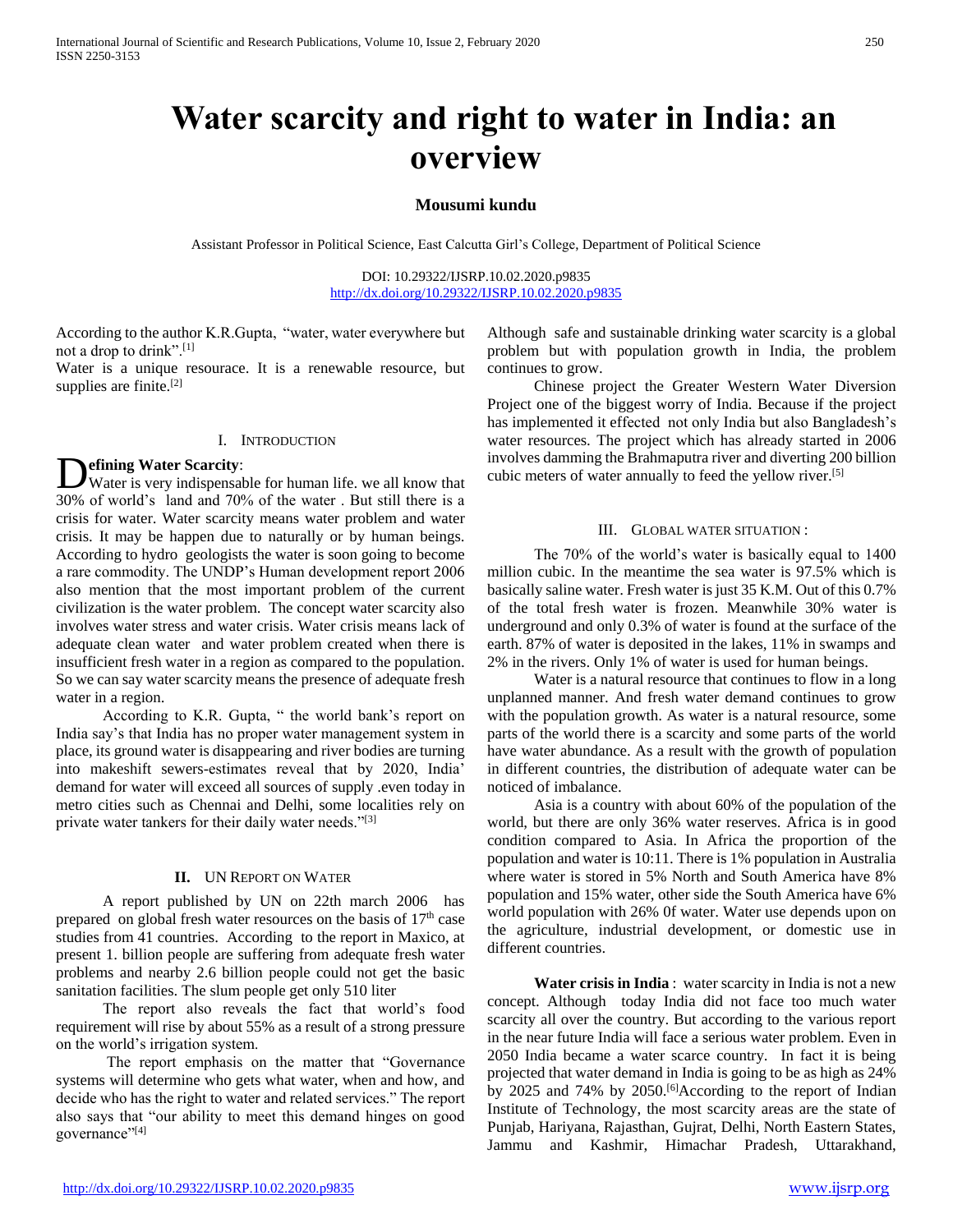# Water scarcity and right to water in India: an overview

**Mousumi kundu**

Assistant Professor in Political Science, East Calcutta Girl's College, Department of Political Science

DOI: 10.29322/IJSRP.10.02.2020.p9835
http://dx.doi.org/10.29322/IJSRP.10.02.2020.p9835

According to the author K.R.Gupta, "water, water everywhere but not a drop to drink".[1]

Water is a unique resourace. It is a renewable resource, but supplies are finite.[2]

## I. Introduction

**Defining Water Scarcity**:

Water is very indispensable for human life. we all know that 30% of world's land and 70% of the water . But still there is a crisis for water. Water scarcity means water problem and water crisis. It may be happen due to naturally or by human beings. According to hydro geologists the water is soon going to become a rare commodity. The UNDP's Human development report 2006 also mention that the most important problem of the current civilization is the water problem. The concept water scarcity also involves water stress and water crisis. Water crisis means lack of adequate clean water and water problem created when there is insufficient fresh water in a region as compared to the population. So we can say water scarcity means the presence of adequate fresh water in a region.

According to K.R. Gupta, " the world bank's report on India say's that India has no proper water management system in place, its ground water is disappearing and river bodies are turning into makeshift sewers-estimates reveal that by 2020, India' demand for water will exceed all sources of supply .even today in metro cities such as Chennai and Delhi, some localities rely on private water tankers for their daily water needs."[3]

## II. UN Report on Water

A report published by UN on 22th march 2006 has prepared on global fresh water resources on the basis of 17th case studies from 41 countries. According to the report in Maxico, at present 1. billion people are suffering from adequate fresh water problems and nearby 2.6 billion people could not get the basic sanitation facilities. The slum people get only 510 liter

The report also reveals the fact that world's food requirement will rise by about 55% as a result of a strong pressure on the world's irrigation system.

The report emphasis on the matter that "Governance systems will determine who gets what water, when and how, and decide who has the right to water and related services." The report also says that "our ability to meet this demand hinges on good governance"[4]

Although safe and sustainable drinking water scarcity is a global problem but with population growth in India, the problem continues to grow.

Chinese project the Greater Western Water Diversion Project one of the biggest worry of India. Because if the project has implemented it effected not only India but also Bangladesh's water resources. The project which has already started in 2006 involves damming the Brahmaputra river and diverting 200 billion cubic meters of water annually to feed the yellow river.[5]

## III. Global water situation :

The 70% of the world's water is basically equal to 1400 million cubic. In the meantime the sea water is 97.5% which is basically saline water. Fresh water is just 35 K.M. Out of this 0.7% of the total fresh water is frozen. Meanwhile 30% water is underground and only 0.3% of water is found at the surface of the earth. 87% of water is deposited in the lakes, 11% in swamps and 2% in the rivers. Only 1% of water is used for human beings.

Water is a natural resource that continues to flow in a long unplanned manner. And fresh water demand continues to grow with the population growth. As water is a natural resource, some parts of the world there is a scarcity and some parts of the world have water abundance. As a result with the growth of population in different countries, the distribution of adequate water can be noticed of imbalance.

Asia is a country with about 60% of the population of the world, but there are only 36% water reserves. Africa is in good condition compared to Asia. In Africa the proportion of the population and water is 10:11. There is 1% population in Australia where water is stored in 5% North and South America have 8% population and 15% water, other side the South America have 6% world population with 26% 0f water. Water use depends upon on the agriculture, industrial development, or domestic use in different countries.

**Water crisis in India** : water scarcity in India is not a new concept. Although today India did not face too much water scarcity all over the country. But according to the various report in the near future India will face a serious water problem. Even in 2050 India became a water scarce country. In fact it is being projected that water demand in India is going to be as high as 24% by 2025 and 74% by 2050.[6]According to the report of Indian Institute of Technology, the most scarcity areas are the state of Punjab, Hariyana, Rajasthan, Gujrat, Delhi, North Eastern States, Jammu and Kashmir, Himachar Pradesh, Uttarakhand,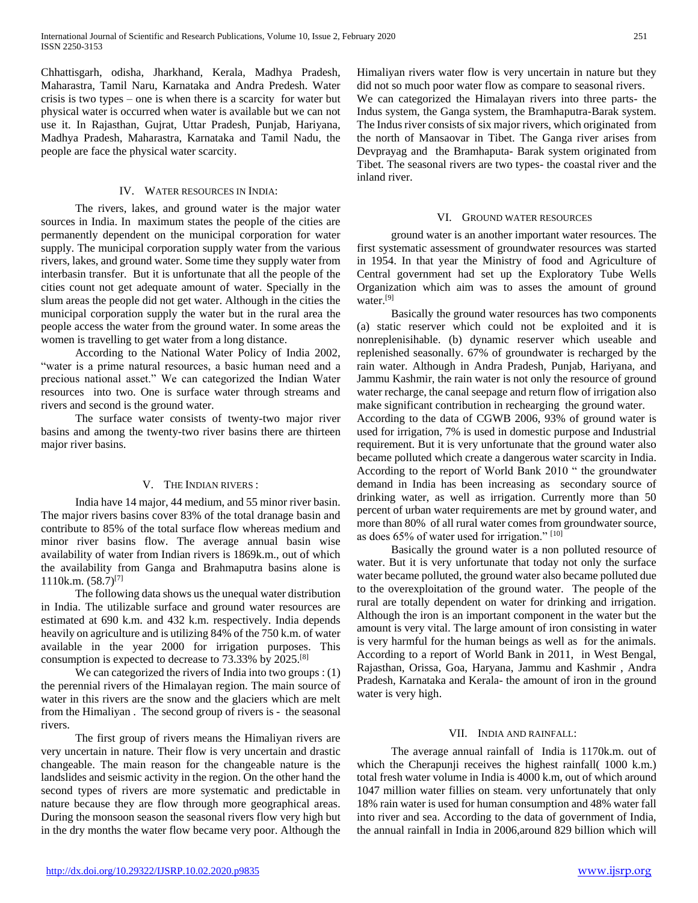Chhattisgarh, odisha, Jharkhand, Kerala, Madhya Pradesh, Maharastra, Tamil Naru, Karnataka and Andra Predesh. Water crisis is two types – one is when there is a scarcity for water but physical water is occurred when water is available but we can not use it. In Rajasthan, Gujrat, Uttar Pradesh, Punjab, Hariyana, Madhya Pradesh, Maharastra, Karnataka and Tamil Nadu, the people are face the physical water scarcity.

## IV. WATER RESOURCES IN INDIA:

The rivers, lakes, and ground water is the major water sources in India. In maximum states the people of the cities are permanently dependent on the municipal corporation for water supply. The municipal corporation supply water from the various rivers, lakes, and ground water. Some time they supply water from interbasin transfer. But it is unfortunate that all the people of the cities count not get adequate amount of water. Specially in the slum areas the people did not get water. Although in the cities the municipal corporation supply the water but in the rural area the people access the water from the ground water. In some areas the women is travelling to get water from a long distance.

According to the National Water Policy of India 2002, "water is a prime natural resources, a basic human need and a precious national asset." We can categorized the Indian Water resources into two. One is surface water through streams and rivers and second is the ground water.

The surface water consists of twenty-two major river basins and among the twenty-two river basins there are thirteen major river basins.

## V. THE INDIAN RIVERS :

India have 14 major, 44 medium, and 55 minor river basin. The major rivers basins cover 83% of the total dranage basin and contribute to 85% of the total surface flow whereas medium and minor river basins flow. The average annual basin wise availability of water from Indian rivers is 1869k.m., out of which the availability from Ganga and Brahmaputra basins alone is 1110k.m. (58.7)[7]

The following data shows us the unequal water distribution in India. The utilizable surface and ground water resources are estimated at 690 k.m. and 432 k.m. respectively. India depends heavily on agriculture and is utilizing 84% of the 750 k.m. of water available in the year 2000 for irrigation purposes. This consumption is expected to decrease to 73.33% by 2025.[8]

We can categorized the rivers of India into two groups : (1) the perennial rivers of the Himalayan region. The main source of water in this rivers are the snow and the glaciers which are melt from the Himaliyan . The second group of rivers is - the seasonal rivers.

The first group of rivers means the Himaliyan rivers are very uncertain in nature. Their flow is very uncertain and drastic changeable. The main reason for the changeable nature is the landslides and seismic activity in the region. On the other hand the second types of rivers are more systematic and predictable in nature because they are flow through more geographical areas. During the monsoon season the seasonal rivers flow very high but in the dry months the water flow became very poor. Although the Himaliyan rivers water flow is very uncertain in nature but they did not so much poor water flow as compare to seasonal rivers.

We can categorized the Himalayan rivers into three parts- the Indus system, the Ganga system, the Bramhaputra-Barak system. The Indus river consists of six major rivers, which originated from the north of Mansaovar in Tibet. The Ganga river arises from Devprayag and the Bramhaputa- Barak system originated from Tibet. The seasonal rivers are two types- the coastal river and the inland river.

## VI. GROUND WATER RESOURCES

ground water is an another important water resources. The first systematic assessment of groundwater resources was started in 1954. In that year the Ministry of food and Agriculture of Central government had set up the Exploratory Tube Wells Organization which aim was to asses the amount of ground water.[9]

Basically the ground water resources has two components (a) static reserver which could not be exploited and it is nonreplenisihable. (b) dynamic reserver which useable and replenished seasonally. 67% of groundwater is recharged by the rain water. Although in Andra Pradesh, Punjab, Hariyana, and Jammu Kashmir, the rain water is not only the resource of ground water recharge, the canal seepage and return flow of irrigation also make significant contribution in rechearging the ground water.

According to the data of CGWB 2006, 93% of ground water is used for irrigation, 7% is used in domestic purpose and Industrial requirement. But it is very unfortunate that the ground water also became polluted which create a dangerous water scarcity in India. According to the report of World Bank 2010 " the groundwater demand in India has been increasing as secondary source of drinking water, as well as irrigation. Currently more than 50 percent of urban water requirements are met by ground water, and more than 80% of all rural water comes from groundwater source, as does 65% of water used for irrigation." [10]

Basically the ground water is a non polluted resource of water. But it is very unfortunate that today not only the surface water became polluted, the ground water also became polluted due to the overexploitation of the ground water. The people of the rural are totally dependent on water for drinking and irrigation. Although the iron is an important component in the water but the amount is very vital. The large amount of iron consisting in water is very harmful for the human beings as well as for the animals. According to a report of World Bank in 2011, in West Bengal, Rajasthan, Orissa, Goa, Haryana, Jammu and Kashmir , Andra Pradesh, Karnataka and Kerala- the amount of iron in the ground water is very high.

## VII. INDIA AND RAINFALL:

The average annual rainfall of India is 1170k.m. out of which the Cherapunji receives the highest rainfall( 1000 k.m.) total fresh water volume in India is 4000 k.m, out of which around 1047 million water fillies on steam. very unfortunately that only 18% rain water is used for human consumption and 48% water fall into river and sea. According to the data of government of India, the annual rainfall in India in 2006,around 829 billion which will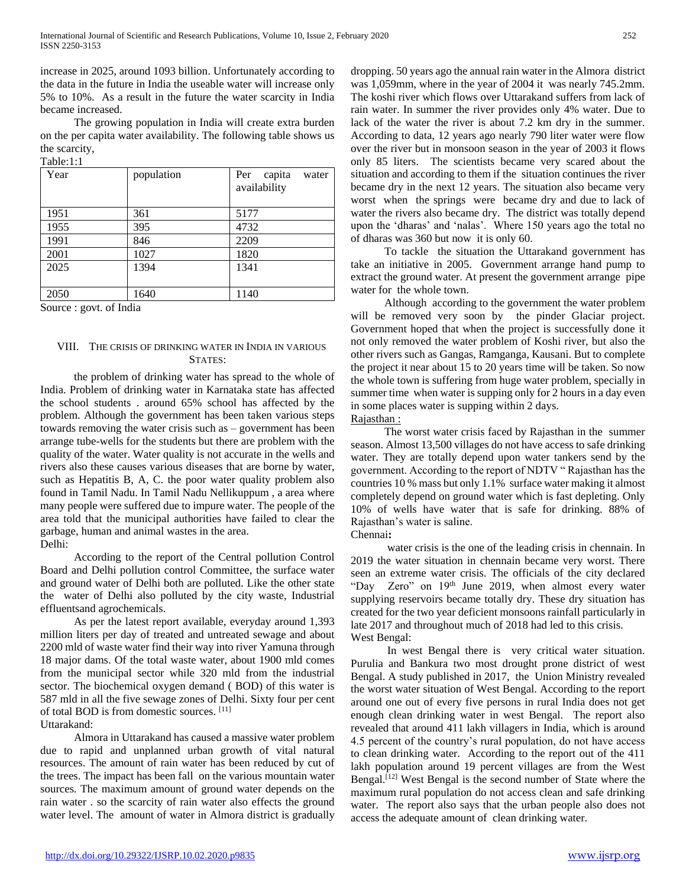increase in 2025, around 1093 billion. Unfortunately according to the data in the future in India the useable water will increase only 5% to 10%. As a result in the future the water scarcity in India became increased.

The growing population in India will create extra burden on the per capita water availability. The following table shows us the scarcity,

Table:1:1

| Year | population | Per capita water availability |
|---|---|---|
| 1951 | 361 | 5177 |
| 1955 | 395 | 4732 |
| 1991 | 846 | 2209 |
| 2001 | 1027 | 1820 |
| 2025 | 1394 | 1341 |
| 2050 | 1640 | 1140 |

Source : govt. of India

## VIII. THE CRISIS OF DRINKING WATER IN INDIA IN VARIOUS STATES:

the problem of drinking water has spread to the whole of India. Problem of drinking water in Karnataka state has affected the school students . around 65% school has affected by the problem. Although the government has been taken various steps towards removing the water crisis such as – government has been arrange tube-wells for the students but there are problem with the quality of the water. Water quality is not accurate in the wells and rivers also these causes various diseases that are borne by water, such as Hepatitis B, A, C. the poor water quality problem also found in Tamil Nadu. In Tamil Nadu Nellikuppum , a area where many people were suffered due to impure water. The people of the area told that the municipal authorities have failed to clear the garbage, human and animal wastes in the area.

Delhi:

According to the report of the Central pollution Control Board and Delhi pollution control Committee, the surface water and ground water of Delhi both are polluted. Like the other state the water of Delhi also polluted by the city waste, Industrial effluentsand agrochemicals.

As per the latest report available, everyday around 1,393 million liters per day of treated and untreated sewage and about 2200 mld of waste water find their way into river Yamuna through 18 major dams. Of the total waste water, about 1900 mld comes from the municipal sector while 320 mld from the industrial sector. The biochemical oxygen demand ( BOD) of this water is 587 mld in all the five sewage zones of Delhi. Sixty four per cent of total BOD is from domestic sources. [11]

Uttarakand:

Almora in Uttarakand has caused a massive water problem due to rapid and unplanned urban growth of vital natural resources. The amount of rain water has been reduced by cut of the trees. The impact has been fall on the various mountain water sources. The maximum amount of ground water depends on the rain water . so the scarcity of rain water also effects the ground water level. The amount of water in Almora district is gradually dropping. 50 years ago the annual rain water in the Almora district was 1,059mm, where in the year of 2004 it was nearly 745.2mm. The koshi river which flows over Uttarakand suffers from lack of rain water. In summer the river provides only 4% water. Due to lack of the water the river is about 7.2 km dry in the summer. According to data, 12 years ago nearly 790 liter water were flow over the river but in monsoon season in the year of 2003 it flows only 85 liters. The scientists became very scared about the situation and according to them if the situation continues the river became dry in the next 12 years. The situation also became very worst when the springs were became dry and due to lack of water the rivers also became dry. The district was totally depend upon the 'dharas' and 'nalas'. Where 150 years ago the total no of dharas was 360 but now it is only 60.

To tackle the situation the Uttarakand government has take an initiative in 2005. Government arrange hand pump to extract the ground water. At present the government arrange pipe water for the whole town.

Although according to the government the water problem will be removed very soon by the pinder Glaciar project. Government hoped that when the project is successfully done it not only removed the water problem of Koshi river, but also the other rivers such as Gangas, Ramganga, Kausani. But to complete the project it near about 15 to 20 years time will be taken. So now the whole town is suffering from huge water problem, specially in summer time when water is supping only for 2 hours in a day even in some places water is supping within 2 days.

Rajasthan :

The worst water crisis faced by Rajasthan in the summer season. Almost 13,500 villages do not have access to safe drinking water. They are totally depend upon water tankers send by the government. According to the report of NDTV " Rajasthan has the countries 10 % mass but only 1.1% surface water making it almost completely depend on ground water which is fast depleting. Only 10% of wells have water that is safe for drinking. 88% of Rajasthan's water is saline.

**Chennai:**

water crisis is the one of the leading crisis in chennain. In 2019 the water situation in chennain became very worst. There seen an extreme water crisis. The officials of the city declared "Day Zero" on 19th June 2019, when almost every water supplying reservoirs became totally dry. These dry situation has created for the two year deficient monsoons rainfall particularly in late 2017 and throughout much of 2018 had led to this crisis.

West Bengal:

In west Bengal there is very critical water situation. Purulia and Bankura two most drought prone district of west Bengal. A study published in 2017, the Union Ministry revealed the worst water situation of West Bengal. According to the report around one out of every five persons in rural India does not get enough clean drinking water in west Bengal. The report also revealed that around 411 lakh villagers in India, which is around 4.5 percent of the country's rural population, do not have access to clean drinking water. According to the report out of the 411 lakh population around 19 percent villages are from the West Bengal.[12] West Bengal is the second number of State where the maximum rural population do not access clean and safe drinking water. The report also says that the urban people also does not access the adequate amount of clean drinking water.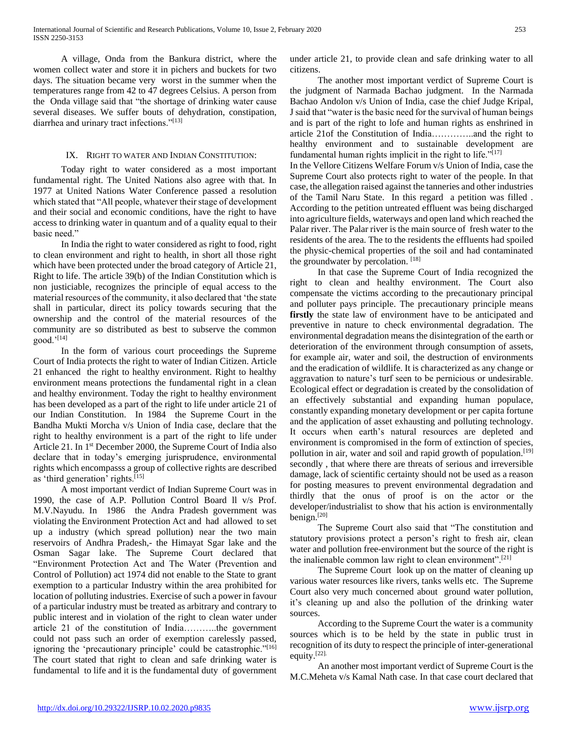A village, Onda from the Bankura district, where the women collect water and store it in pichers and buckets for two days. The situation became very worst in the summer when the temperatures range from 42 to 47 degrees Celsius. A person from the Onda village said that "the shortage of drinking water cause several diseases. We suffer bouts of dehydration, constipation, diarrhea and urinary tract infections."[13]

## IX. Right to Water and Indian Constitution:

Today right to water considered as a most important fundamental right. The United Nations also agree with that. In 1977 at United Nations Water Conference passed a resolution which stated that "All people, whatever their stage of development and their social and economic conditions, have the right to have access to drinking water in quantum and of a quality equal to their basic need."

In India the right to water considered as right to food, right to clean environment and right to health, in short all those right which have been protected under the broad category of Article 21, Right to life. The article 39(b) of the Indian Constitution which is non justiciable, recognizes the principle of equal access to the material resources of the community, it also declared that 'the state shall in particular, direct its policy towards securing that the ownership and the control of the material resources of the community are so distributed as best to subserve the common good.'[14]

In the form of various court proceedings the Supreme Court of India protects the right to water of Indian Citizen. Article 21 enhanced the right to healthy environment. Right to healthy environment means protections the fundamental right in a clean and healthy environment. Today the right to healthy environment has been developed as a part of the right to life under article 21 of our Indian Constitution. In 1984 the Supreme Court in the Bandha Mukti Morcha v/s Union of India case, declare that the right to healthy environment is a part of the right to life under Article 21. In 1st December 2000, the Supreme Court of India also declare that in today's emerging jurisprudence, environmental rights which encompasss a group of collective rights are described as 'third generation' rights.[15]

A most important verdict of Indian Supreme Court was in 1990, the case of A.P. Pollution Control Board ll v/s Prof. M.V.Nayudu. In 1986 the Andra Pradesh government was violating the Environment Protection Act and had allowed to set up a industry (which spread pollution) near the two main reservoirs of Andhra Pradesh,- the Himayat Sgar lake and the Osman Sagar lake. The Supreme Court declared that "Environment Protection Act and The Water (Prevention and Control of Pollution) act 1974 did not enable to the State to grant exemption to a particular Industry within the area prohibited for location of polluting industries. Exercise of such a power in favour of a particular industry must be treated as arbitrary and contrary to public interest and in violation of the right to clean water under article 21 of the constitution of India………..the government could not pass such an order of exemption carelessly passed, ignoring the 'precautionary principle' could be catastrophic."[16] The court stated that right to clean and safe drinking water is fundamental to life and it is the fundamental duty of government under article 21, to provide clean and safe drinking water to all citizens.

The another most important verdict of Supreme Court is the judgment of Narmada Bachao judgment. In the Narmada Bachao Andolon v/s Union of India, case the chief Judge Kripal, J said that "water is the basic need for the survival of human beings and is part of the right to lofe and human rights as enshrined in article 21of the Constitution of India…………..and the right to healthy environment and to sustainable development are fundamental human rights implicit in the right to life."[17]

In the Vellore Citizens Welfare Forum v/s Union of India, case the Supreme Court also protects right to water of the people. In that case, the allegation raised against the tanneries and other industries of the Tamil Naru State. In this regard a petition was filled . According to the petition untreated effluent was being discharged into agriculture fields, waterways and open land which reached the Palar river. The Palar river is the main source of fresh water to the residents of the area. The to the residents the effluents had spoiled the physic-chemical properties of the soil and had contaminated the groundwater by percolation. [18]

In that case the Supreme Court of India recognized the right to clean and healthy environment. The Court also compensate the victims according to the precautionary principal and polluter pays principle. The precautionary principle means **firstly** the state law of environment have to be anticipated and preventive in nature to check environmental degradation. The environmental degradation means the disintegration of the earth or deterioration of the environment through consumption of assets, for example air, water and soil, the destruction of environments and the eradication of wildlife. It is characterized as any change or aggravation to nature's turf seen to be pernicious or undesirable. Ecological effect or degradation is created by the consolidation of an effectively substantial and expanding human populace, constantly expanding monetary development or per capita fortune and the application of asset exhausting and polluting technology. It occurs when earth's natural resources are depleted and environment is compromised in the form of extinction of species, pollution in air, water and soil and rapid growth of population.[19] secondly , that where there are threats of serious and irreversible damage, lack of scientific certainty should not be used as a reason for posting measures to prevent environmental degradation and thirdly that the onus of proof is on the actor or the developer/industrialist to show that his action is environmentally benign.[20]

The Supreme Court also said that "The constitution and statutory provisions protect a person's right to fresh air, clean water and pollution free-environment but the source of the right is the inalienable common law right to clean environment".[21]

The Supreme Court look up on the matter of cleaning up various water resources like rivers, tanks wells etc. The Supreme Court also very much concerned about ground water pollution, it's cleaning up and also the pollution of the drinking water sources.

According to the Supreme Court the water is a community sources which is to be held by the state in public trust in recognition of its duty to respect the principle of inter-generational equity.[22].

An another most important verdict of Supreme Court is the M.C.Meheta v/s Kamal Nath case. In that case court declared that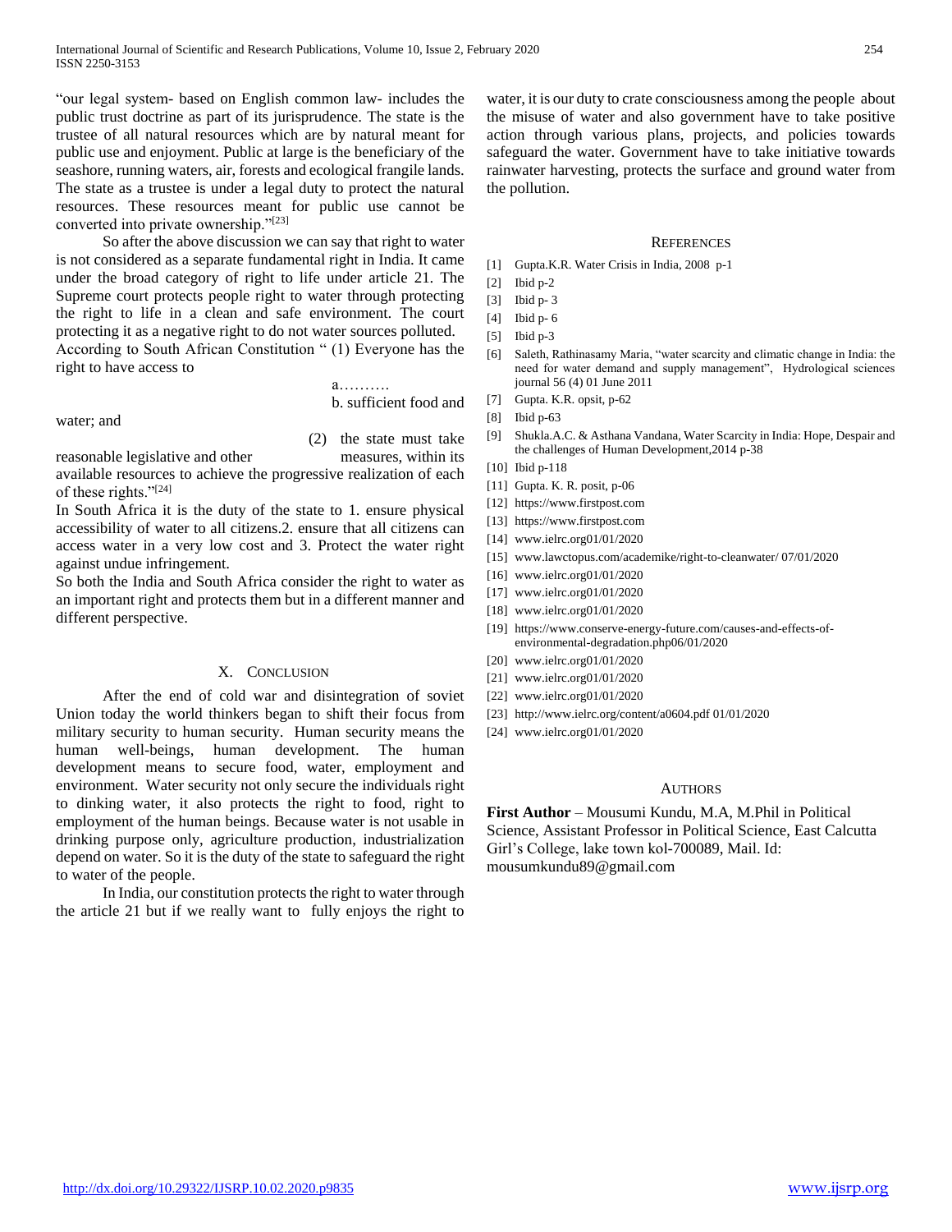"our legal system- based on English common law- includes the public trust doctrine as part of its jurisprudence. The state is the trustee of all natural resources which are by natural meant for public use and enjoyment. Public at large is the beneficiary of the seashore, running waters, air, forests and ecological frangile lands. The state as a trustee is under a legal duty to protect the natural resources. These resources meant for public use cannot be converted into private ownership."[23]

So after the above discussion we can say that right to water is not considered as a separate fundamental right in India. It came under the broad category of right to life under article 21. The Supreme court protects people right to water through protecting the right to life in a clean and safe environment. The court protecting it as a negative right to do not water sources polluted.

According to South African Constitution " (1) Everyone has the right to have access to

a……….

b. sufficient food and water; and

(2) the state must take reasonable legislative and other measures, within its available resources to achieve the progressive realization of each of these rights."[24]

In South Africa it is the duty of the state to 1. ensure physical accessibility of water to all citizens.2. ensure that all citizens can access water in a very low cost and 3. Protect the water right against undue infringement.

So both the India and South Africa consider the right to water as an important right and protects them but in a different manner and different perspective.

## X. Conclusion

After the end of cold war and disintegration of soviet Union today the world thinkers began to shift their focus from military security to human security. Human security means the human well-beings, human development. The human development means to secure food, water, employment and environment. Water security not only secure the individuals right to dinking water, it also protects the right to food, right to employment of the human beings. Because water is not usable in drinking purpose only, agriculture production, industrialization depend on water. So it is the duty of the state to safeguard the right to water of the people.

In India, our constitution protects the right to water through the article 21 but if we really want to fully enjoys the right to water, it is our duty to crate consciousness among the people about the misuse of water and also government have to take positive action through various plans, projects, and policies towards safeguard the water. Government have to take initiative towards rainwater harvesting, protects the surface and ground water from the pollution.

## References

[1] Gupta.K.R. Water Crisis in India, 2008 p-1
[2] Ibid p-2
[3] Ibid p- 3
[4] Ibid p- 6
[5] Ibid p-3
[6] Saleth, Rathinasamy Maria, "water scarcity and climatic change in India: the need for water demand and supply management", Hydrological sciences journal 56 (4) 01 June 2011
[7] Gupta. K.R. opsit, p-62
[8] Ibid p-63
[9] Shukla.A.C. & Asthana Vandana, Water Scarcity in India: Hope, Despair and the challenges of Human Development,2014 p-38
[10] Ibid p-118
[11] Gupta. K. R. posit, p-06
[12] https://www.firstpost.com
[13] https://www.firstpost.com
[14] www.ielrc.org01/01/2020
[15] www.lawctopus.com/academike/right-to-cleanwater/ 07/01/2020
[16] www.ielrc.org01/01/2020
[17] www.ielrc.org01/01/2020
[18] www.ielrc.org01/01/2020
[19] https://www.conserve-energy-future.com/causes-and-effects-of-environmental-degradation.php06/01/2020
[20] www.ielrc.org01/01/2020
[21] www.ielrc.org01/01/2020
[22] www.ielrc.org01/01/2020
[23] http://www.ielrc.org/content/a0604.pdf 01/01/2020
[24] www.ielrc.org01/01/2020

## Authors

**First Author** – Mousumi Kundu, M.A, M.Phil in Political Science, Assistant Professor in Political Science, East Calcutta Girl's College, lake town kol-700089, Mail. Id: mousumkundu89@gmail.com